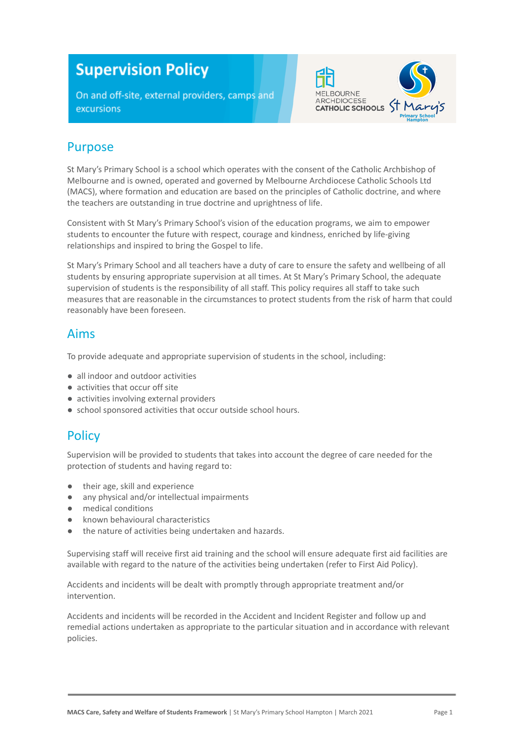# Supervision Policy

On and off-site, external providers, camps and excursions

## Purpose

St Mary's Primary School is a school which operates with the consent of the Catholic Archbishop of Melbourne and is owned, operated and governed by Melbourne Archdiocese Catholic Schools Ltd (MACS), where formation and education are based on the principles of Catholic doctrine, and where the teachers are outstanding in true doctrine and uprightness of life.

Consistent with St Mary's Primary School's vision of the education programs, we aim to empower students to encounter the future with respect, courage and kindness, enriched by life-giving relationships and inspired to bring the Gospel to life.

St Mary's Primary School and all teachers have a duty of care to ensure the safety and wellbeing of all students by ensuring appropriate supervision at all times. At St Mary's Primary School, the adequate supervision of students is the responsibility of all staff. This policy requires all staff to take such measures that are reasonable in the circumstances to protect students from the risk of harm that could reasonably have been foreseen.

## Aims

To provide adequate and appropriate supervision of students in the school, including:

- all indoor and outdoor activities
- activities that occur off site
- activities involving external providers
- school sponsored activities that occur outside school hours.

## Policy

Supervision will be provided to students that takes into account the degree of care needed for the protection of students and having regard to:

- their age, skill and experience
- any physical and/or intellectual impairments
- medical conditions
- known behavioural characteristics
- the nature of activities being undertaken and hazards.

Supervising staff will receive first aid training and the school will ensure adequate first aid facilities are available with regard to the nature of the activities being undertaken (refer to First Aid Policy).

Accidents and incidents will be dealt with promptly through appropriate treatment and/or intervention.

Accidents and incidents will be recorded in the Accident and Incident Register and follow up and remedial actions undertaken as appropriate to the particular situation and in accordance with relevant policies.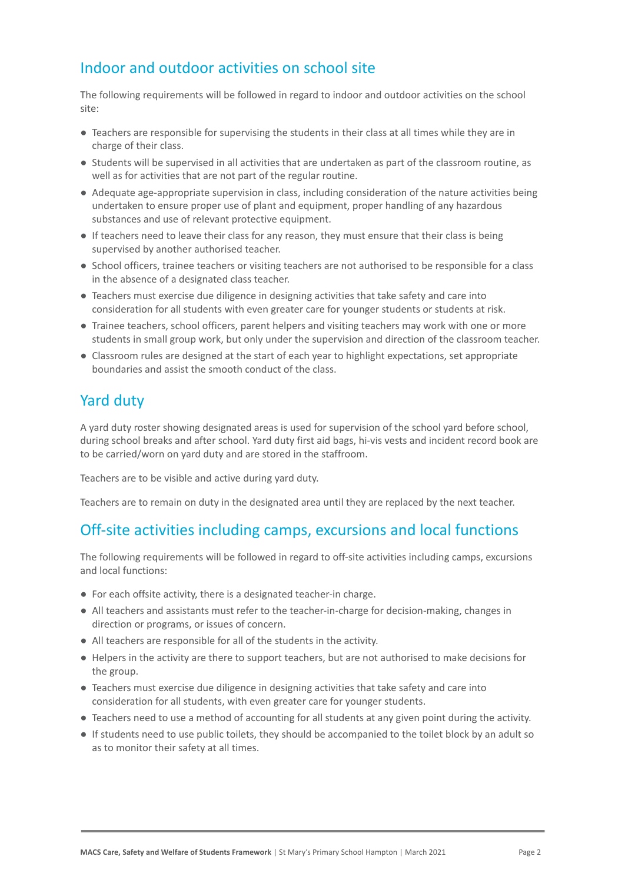## Indoor and outdoor activities on school site

The following requirements will be followed in regard to indoor and outdoor activities on the school site:

- Teachers are responsible for supervising the students in their class at all times while they are in charge of their class.
- Students will be supervised in all activities that are undertaken as part of the classroom routine, as well as for activities that are not part of the regular routine.
- Adequate age-appropriate supervision in class, including consideration of the nature activities being undertaken to ensure proper use of plant and equipment, proper handling of any hazardous substances and use of relevant protective equipment.
- If teachers need to leave their class for any reason, they must ensure that their class is being supervised by another authorised teacher.
- School officers, trainee teachers or visiting teachers are not authorised to be responsible for a class in the absence of a designated class teacher.
- Teachers must exercise due diligence in designing activities that take safety and care into consideration for all students with even greater care for younger students or students at risk.
- Trainee teachers, school officers, parent helpers and visiting teachers may work with one or more students in small group work, but only under the supervision and direction of the classroom teacher.
- Classroom rules are designed at the start of each year to highlight expectations, set appropriate boundaries and assist the smooth conduct of the class.

## Yard duty

A yard duty roster showing designated areas is used for supervision of the school yard before school, during school breaks and after school. Yard duty first aid bags, hi-vis vests and incident record book are to be carried/worn on yard duty and are stored in the staffroom.

Teachers are to be visible and active during yard duty.

Teachers are to remain on duty in the designated area until they are replaced by the next teacher.

## Off-site activities including camps, excursions and local functions

The following requirements will be followed in regard to off-site activities including camps, excursions and local functions:

- For each offsite activity, there is a designated teacher-in charge.
- All teachers and assistants must refer to the teacher-in-charge for decision-making, changes in direction or programs, or issues of concern.
- All teachers are responsible for all of the students in the activity.
- Helpers in the activity are there to support teachers, but are not authorised to make decisions for the group.
- Teachers must exercise due diligence in designing activities that take safety and care into consideration for all students, with even greater care for younger students.
- Teachers need to use a method of accounting for all students at any given point during the activity.
- If students need to use public toilets, they should be accompanied to the toilet block by an adult so as to monitor their safety at all times.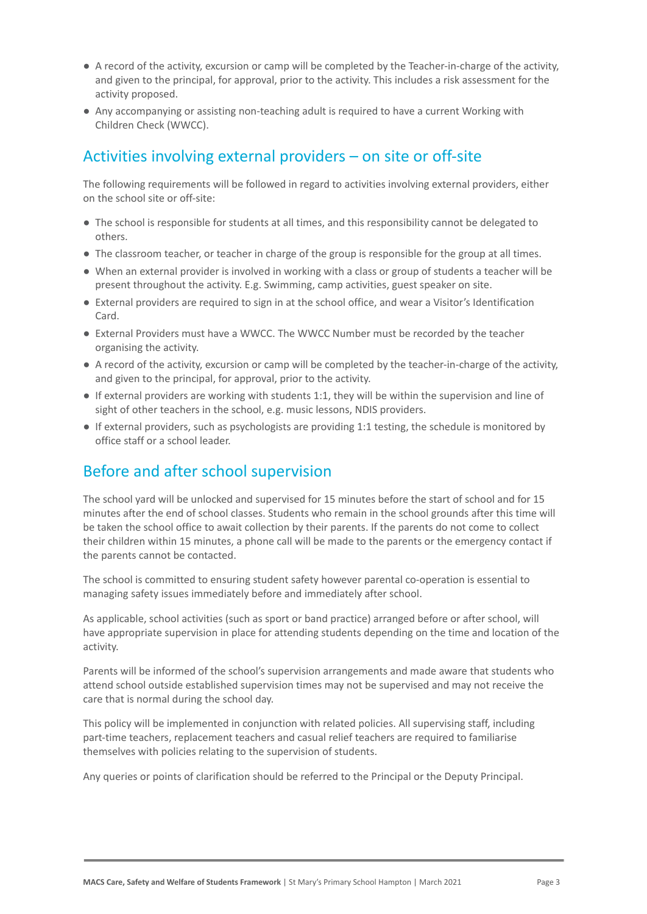- A record of the activity, excursion or camp will be completed by the Teacher-in-charge of the activity, and given to the principal, for approval, prior to the activity. This includes a risk assessment for the activity proposed.
- Any accompanying or assisting non-teaching adult is required to have a current Working with Children Check (WWCC).

## Activities involving external providers – on site or off-site

The following requirements will be followed in regard to activities involving external providers, either on the school site or off-site:

- The school is responsible for students at all times, and this responsibility cannot be delegated to others.
- The classroom teacher, or teacher in charge of the group is responsible for the group at all times.
- When an external provider is involved in working with a class or group of students a teacher will be present throughout the activity. E.g. Swimming, camp activities, guest speaker on site.
- External providers are required to sign in at the school office, and wear a Visitor's Identification Card.
- External Providers must have a WWCC. The WWCC Number must be recorded by the teacher organising the activity.
- A record of the activity, excursion or camp will be completed by the teacher-in-charge of the activity, and given to the principal, for approval, prior to the activity.
- If external providers are working with students 1:1, they will be within the supervision and line of sight of other teachers in the school, e.g. music lessons, NDIS providers.
- If external providers, such as psychologists are providing 1:1 testing, the schedule is monitored by office staff or a school leader.

## Before and after school supervision

The school yard will be unlocked and supervised for 15 minutes before the start of school and for 15 minutes after the end of school classes. Students who remain in the school grounds after this time will be taken the school office to await collection by their parents. If the parents do not come to collect their children within 15 minutes, a phone call will be made to the parents or the emergency contact if the parents cannot be contacted.

The school is committed to ensuring student safety however parental co-operation is essential to managing safety issues immediately before and immediately after school.

As applicable, school activities (such as sport or band practice) arranged before or after school, will have appropriate supervision in place for attending students depending on the time and location of the activity.

Parents will be informed of the school's supervision arrangements and made aware that students who attend school outside established supervision times may not be supervised and may not receive the care that is normal during the school day.

This policy will be implemented in conjunction with related policies. All supervising staff, including part-time teachers, replacement teachers and casual relief teachers are required to familiarise themselves with policies relating to the supervision of students.

Any queries or points of clarification should be referred to the Principal or the Deputy Principal.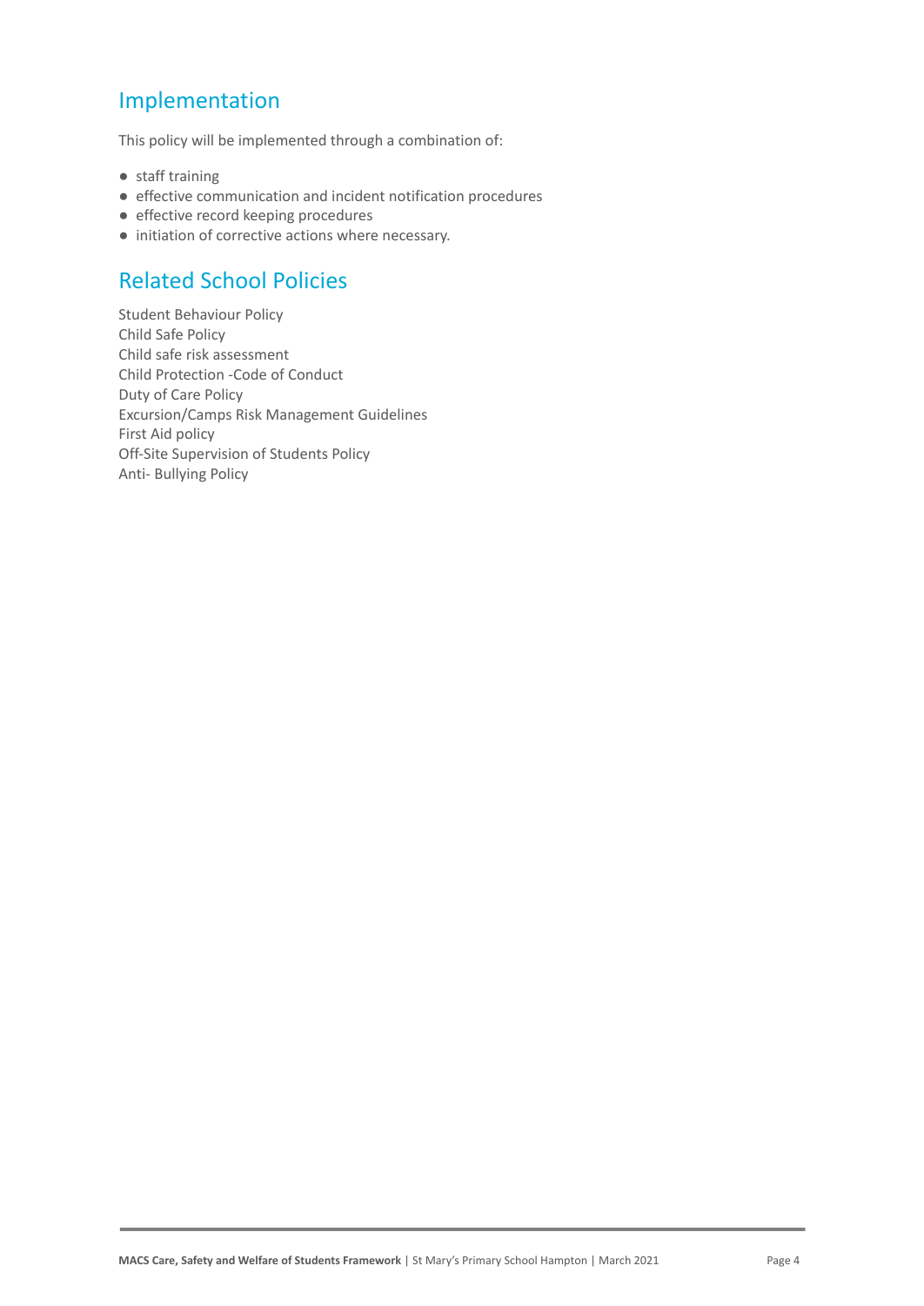## Implementation

This policy will be implemented through a combination of:

- staff training
- effective communication and incident notification procedures
- effective record keeping procedures
- initiation of corrective actions where necessary.

## Related School Policies

Student Behaviour Policy
Child Safe Policy
Child safe risk assessment
Child Protection -Code of Conduct
Duty of Care Policy
Excursion/Camps Risk Management Guidelines
First Aid policy
Off-Site Supervision of Students Policy
Anti- Bullying Policy